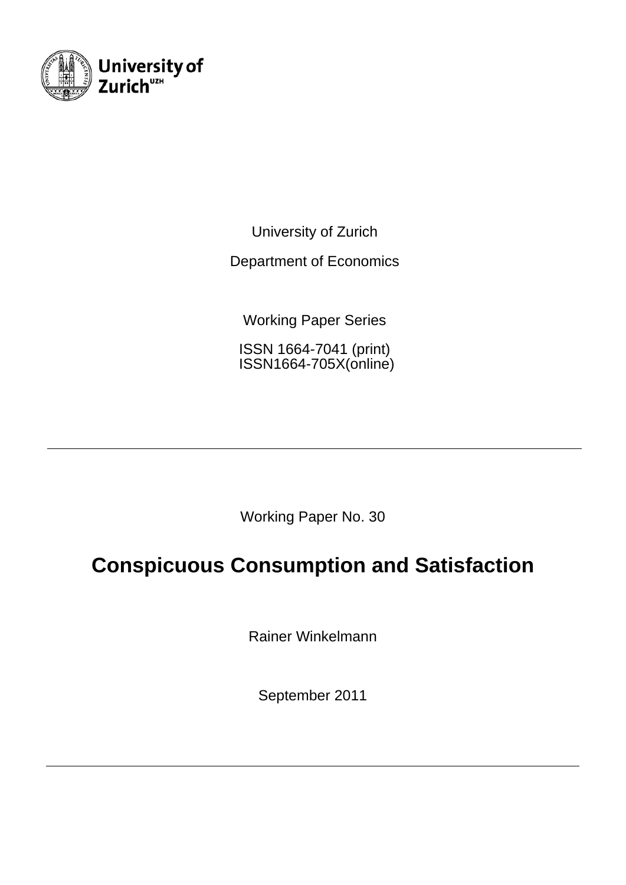University of Zurich

University of Zurich

Department of Economics

Working Paper Series

ISSN 1664-7041 (print)
ISSN1664-705X(online)

---

Working Paper No. 30

# Conspicuous Consumption and Satisfaction

Rainer Winkelmann

September 2011

---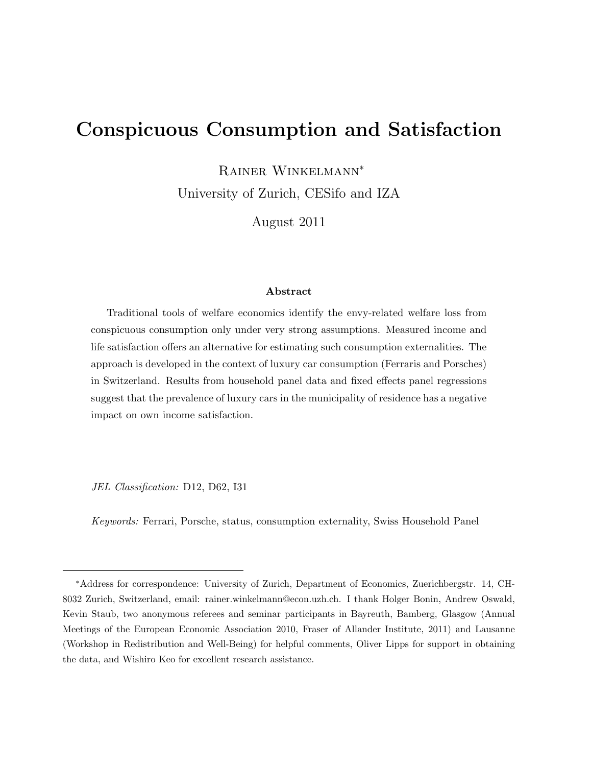# Conspicuous Consumption and Satisfaction

Rainer Winkelmann[*]

University of Zurich, CESifo and IZA

August 2011

### Abstract

Traditional tools of welfare economics identify the envy-related welfare loss from conspicuous consumption only under very strong assumptions. Measured income and life satisfaction offers an alternative for estimating such consumption externalities. The approach is developed in the context of luxury car consumption (Ferraris and Porsches) in Switzerland. Results from household panel data and fixed effects panel regressions suggest that the prevalence of luxury cars in the municipality of residence has a negative impact on own income satisfaction.

*JEL Classification:* D12, D62, I31

*Keywords:* Ferrari, Porsche, status, consumption externality, Swiss Household Panel

---

[*] Address for correspondence: University of Zurich, Department of Economics, Zuerichbergstr. 14, CH-8032 Zurich, Switzerland, email: rainer.winkelmann@econ.uzh.ch. I thank Holger Bonin, Andrew Oswald, Kevin Staub, two anonymous referees and seminar participants in Bayreuth, Bamberg, Glasgow (Annual Meetings of the European Economic Association 2010, Fraser of Allander Institute, 2011) and Lausanne (Workshop in Redistribution and Well-Being) for helpful comments, Oliver Lipps for support in obtaining the data, and Wishiro Keo for excellent research assistance.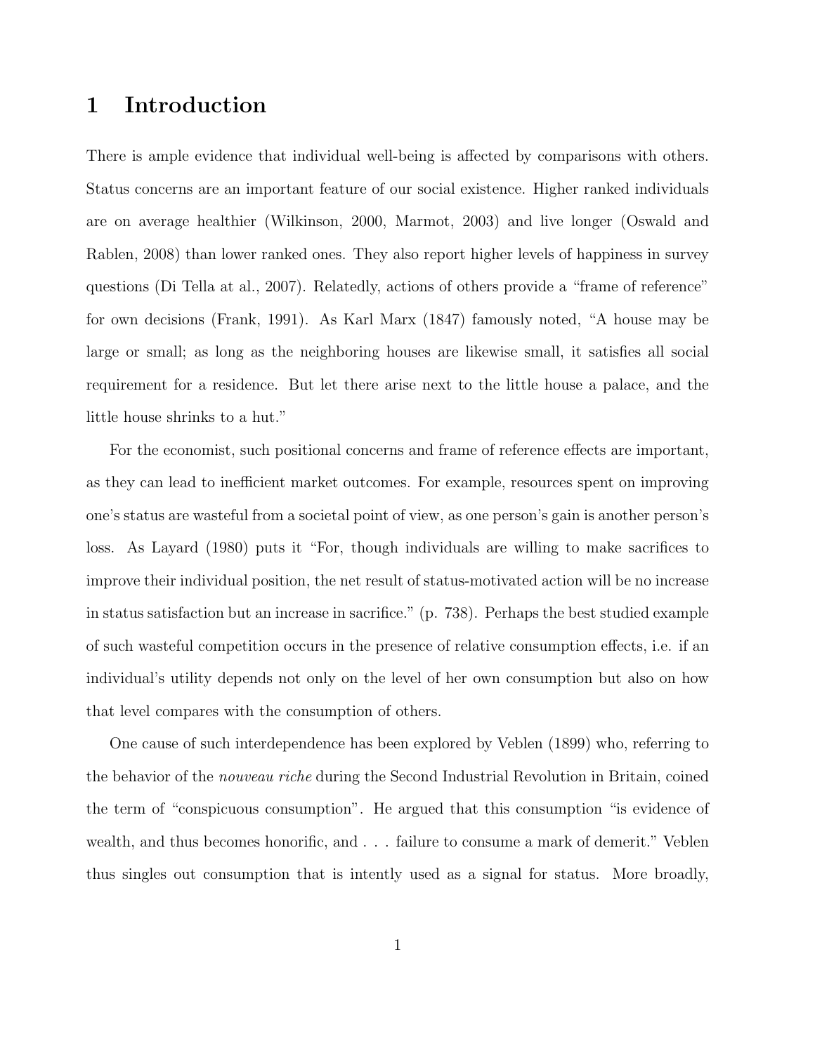# 1 Introduction

There is ample evidence that individual well-being is affected by comparisons with others. Status concerns are an important feature of our social existence. Higher ranked individuals are on average healthier (Wilkinson, 2000, Marmot, 2003) and live longer (Oswald and Rablen, 2008) than lower ranked ones. They also report higher levels of happiness in survey questions (Di Tella at al., 2007). Relatedly, actions of others provide a "frame of reference" for own decisions (Frank, 1991). As Karl Marx (1847) famously noted, "A house may be large or small; as long as the neighboring houses are likewise small, it satisfies all social requirement for a residence. But let there arise next to the little house a palace, and the little house shrinks to a hut."

For the economist, such positional concerns and frame of reference effects are important, as they can lead to inefficient market outcomes. For example, resources spent on improving one's status are wasteful from a societal point of view, as one person's gain is another person's loss. As Layard (1980) puts it "For, though individuals are willing to make sacrifices to improve their individual position, the net result of status-motivated action will be no increase in status satisfaction but an increase in sacrifice." (p. 738). Perhaps the best studied example of such wasteful competition occurs in the presence of relative consumption effects, i.e. if an individual's utility depends not only on the level of her own consumption but also on how that level compares with the consumption of others.

One cause of such interdependence has been explored by Veblen (1899) who, referring to the behavior of the *nouveau riche* during the Second Industrial Revolution in Britain, coined the term of "conspicuous consumption". He argued that this consumption "is evidence of wealth, and thus becomes honorific, and . . . failure to consume a mark of demerit." Veblen thus singles out consumption that is intently used as a signal for status. More broadly,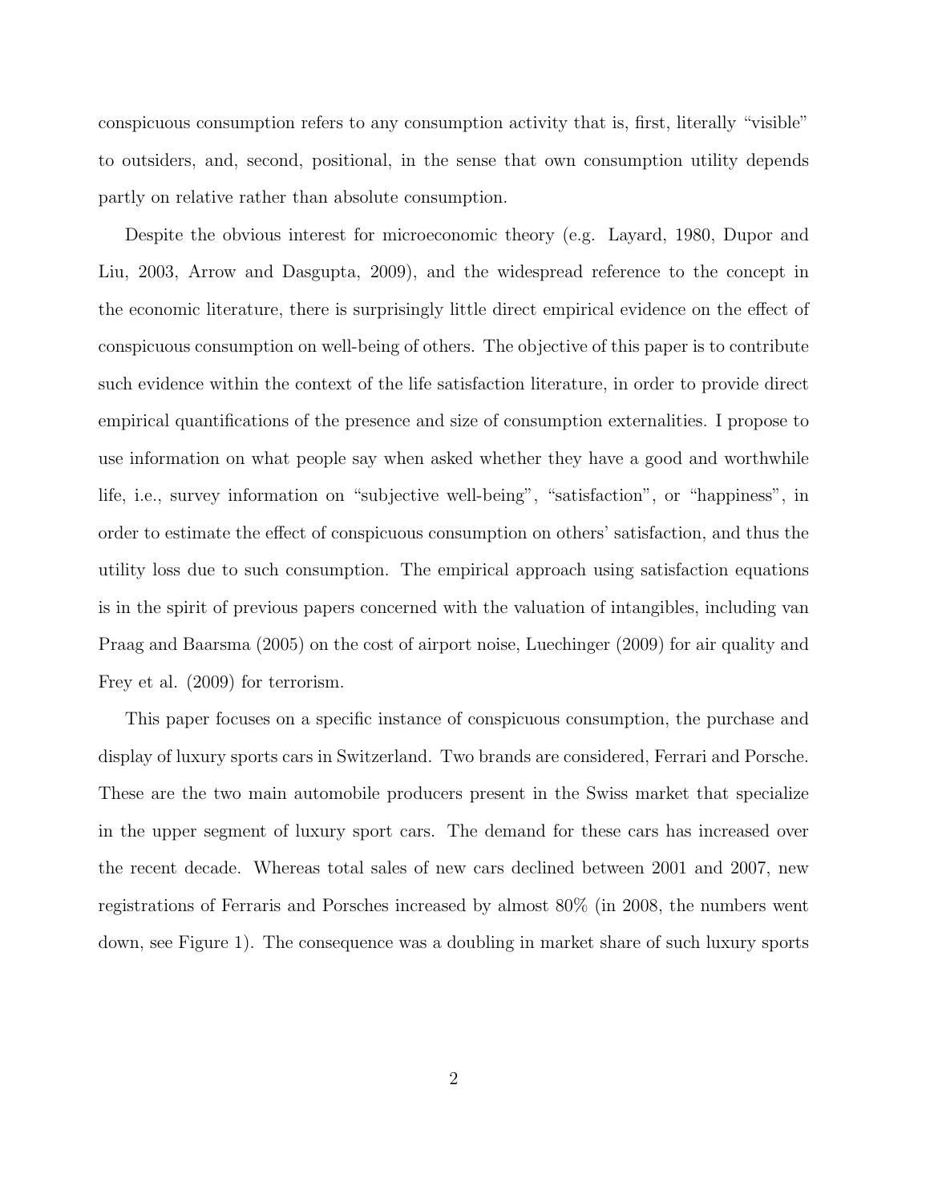conspicuous consumption refers to any consumption activity that is, first, literally "visible" to outsiders, and, second, positional, in the sense that own consumption utility depends partly on relative rather than absolute consumption.

Despite the obvious interest for microeconomic theory (e.g. Layard, 1980, Dupor and Liu, 2003, Arrow and Dasgupta, 2009), and the widespread reference to the concept in the economic literature, there is surprisingly little direct empirical evidence on the effect of conspicuous consumption on well-being of others. The objective of this paper is to contribute such evidence within the context of the life satisfaction literature, in order to provide direct empirical quantifications of the presence and size of consumption externalities. I propose to use information on what people say when asked whether they have a good and worthwhile life, i.e., survey information on "subjective well-being", "satisfaction", or "happiness", in order to estimate the effect of conspicuous consumption on others' satisfaction, and thus the utility loss due to such consumption. The empirical approach using satisfaction equations is in the spirit of previous papers concerned with the valuation of intangibles, including van Praag and Baarsma (2005) on the cost of airport noise, Luechinger (2009) for air quality and Frey et al. (2009) for terrorism.

This paper focuses on a specific instance of conspicuous consumption, the purchase and display of luxury sports cars in Switzerland. Two brands are considered, Ferrari and Porsche. These are the two main automobile producers present in the Swiss market that specialize in the upper segment of luxury sport cars. The demand for these cars has increased over the recent decade. Whereas total sales of new cars declined between 2001 and 2007, new registrations of Ferraris and Porsches increased by almost 80% (in 2008, the numbers went down, see Figure 1). The consequence was a doubling in market share of such luxury sports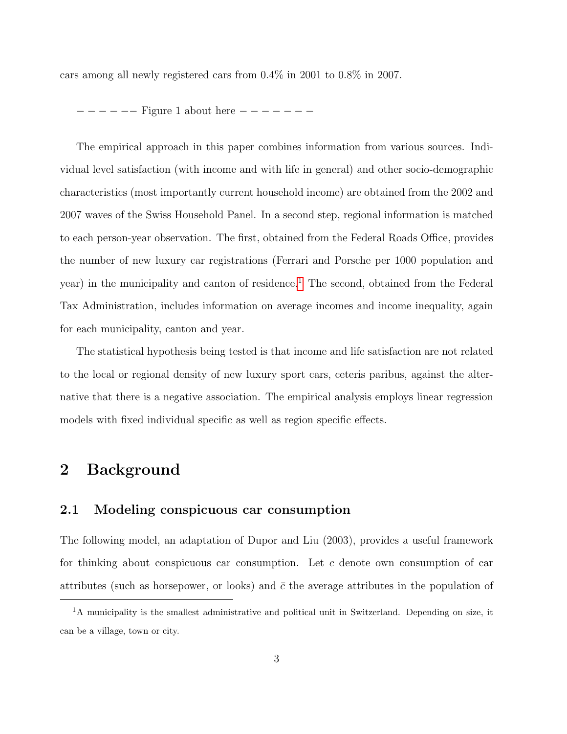cars among all newly registered cars from 0.4% in 2001 to 0.8% in 2007.

−−−−−− Figure 1 about here −−−−−−−

The empirical approach in this paper combines information from various sources. Individual level satisfaction (with income and with life in general) and other socio-demographic characteristics (most importantly current household income) are obtained from the 2002 and 2007 waves of the Swiss Household Panel. In a second step, regional information is matched to each person-year observation. The first, obtained from the Federal Roads Office, provides the number of new luxury car registrations (Ferrari and Porsche per 1000 population and year) in the municipality and canton of residence.[1] The second, obtained from the Federal Tax Administration, includes information on average incomes and income inequality, again for each municipality, canton and year.

The statistical hypothesis being tested is that income and life satisfaction are not related to the local or regional density of new luxury sport cars, ceteris paribus, against the alternative that there is a negative association. The empirical analysis employs linear regression models with fixed individual specific as well as region specific effects.

# 2 Background

## 2.1 Modeling conspicuous car consumption

The following model, an adaptation of Dupor and Liu (2003), provides a useful framework for thinking about conspicuous car consumption. Let $c$ denote own consumption of car attributes (such as horsepower, or looks) and $\bar{c}$ the average attributes in the population of

[1] A municipality is the smallest administrative and political unit in Switzerland. Depending on size, it can be a village, town or city.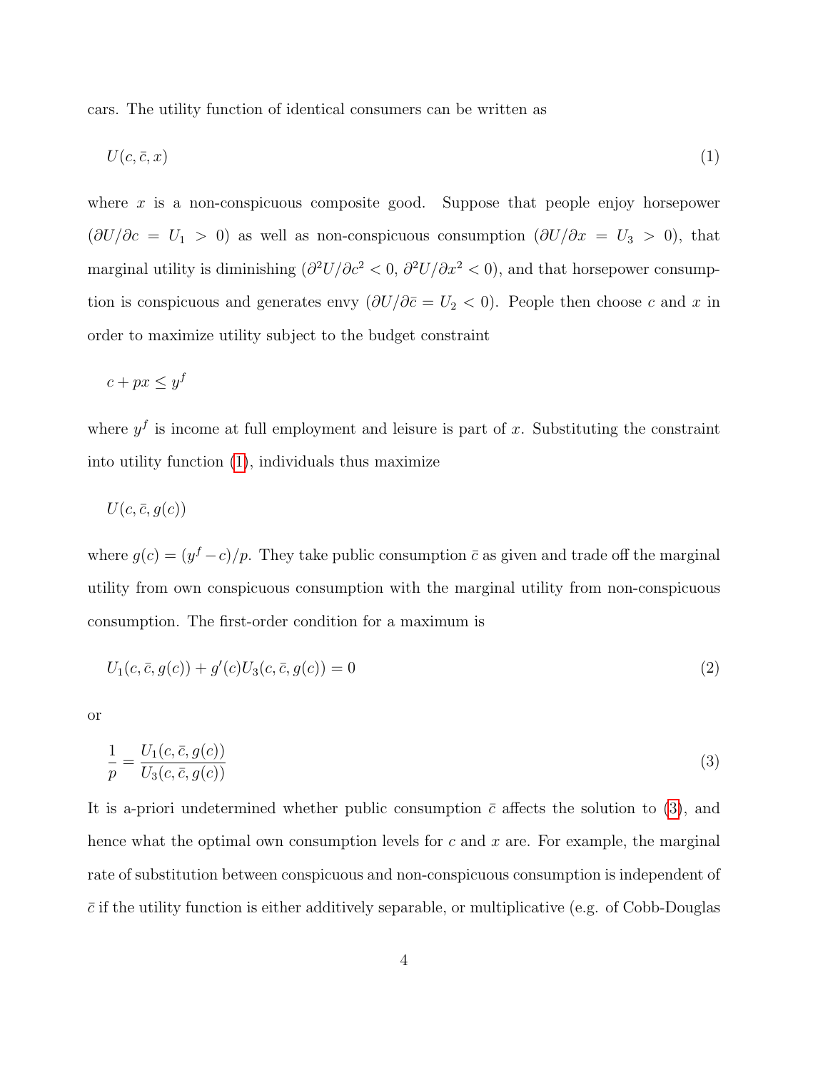cars. The utility function of identical consumers can be written as

$$U(c, \bar{c}, x) \tag{1}$$

where $x$ is a non-conspicuous composite good. Suppose that people enjoy horsepower ($\partial U/\partial c = U_1 > 0$) as well as non-conspicuous consumption ($\partial U/\partial x = U_3 > 0$), that marginal utility is diminishing ($\partial^2 U/\partial c^2 < 0$, $\partial^2 U/\partial x^2 < 0$), and that horsepower consumption is conspicuous and generates envy ($\partial U/\partial \bar{c} = U_2 < 0$). People then choose $c$ and $x$ in order to maximize utility subject to the budget constraint

$$c + px \leq y^f$$

where $y^f$ is income at full employment and leisure is part of $x$. Substituting the constraint into utility function (1), individuals thus maximize

$$U(c, \bar{c}, g(c))$$

where $g(c) = (y^f - c)/p$. They take public consumption $\bar{c}$ as given and trade off the marginal utility from own conspicuous consumption with the marginal utility from non-conspicuous consumption. The first-order condition for a maximum is

$$U_1(c, \bar{c}, g(c)) + g'(c)U_3(c, \bar{c}, g(c)) = 0 \tag{2}$$

or

$$\frac{1}{p} = \frac{U_1(c, \bar{c}, g(c))}{U_3(c, \bar{c}, g(c))} \tag{3}$$

It is a-priori undetermined whether public consumption $\bar{c}$ affects the solution to (3), and hence what the optimal own consumption levels for $c$ and $x$ are. For example, the marginal rate of substitution between conspicuous and non-conspicuous consumption is independent of $\bar{c}$ if the utility function is either additively separable, or multiplicative (e.g. of Cobb-Douglas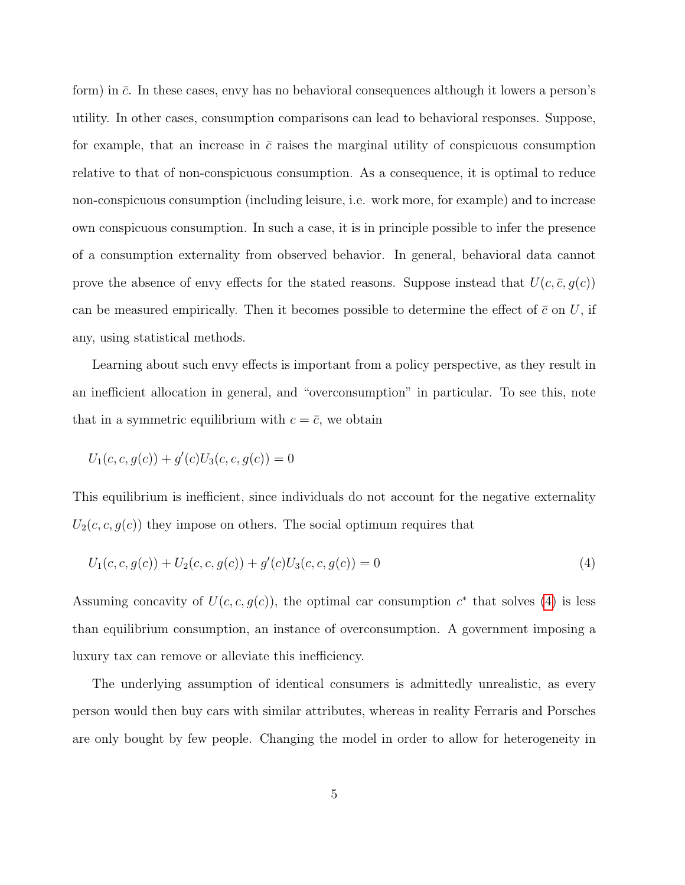form) in $\bar{c}$. In these cases, envy has no behavioral consequences although it lowers a person's utility. In other cases, consumption comparisons can lead to behavioral responses. Suppose, for example, that an increase in $\bar{c}$ raises the marginal utility of conspicuous consumption relative to that of non-conspicuous consumption. As a consequence, it is optimal to reduce non-conspicuous consumption (including leisure, i.e. work more, for example) and to increase own conspicuous consumption. In such a case, it is in principle possible to infer the presence of a consumption externality from observed behavior. In general, behavioral data cannot prove the absence of envy effects for the stated reasons. Suppose instead that $U(c, \bar{c}, g(c))$ can be measured empirically. Then it becomes possible to determine the effect of $\bar{c}$ on $U$, if any, using statistical methods.

Learning about such envy effects is important from a policy perspective, as they result in an inefficient allocation in general, and "overconsumption" in particular. To see this, note that in a symmetric equilibrium with $c = \bar{c}$, we obtain

$$U_1(c, c, g(c)) + g'(c)U_3(c, c, g(c)) = 0$$

This equilibrium is inefficient, since individuals do not account for the negative externality $U_2(c, c, g(c))$ they impose on others. The social optimum requires that

$$U_1(c, c, g(c)) + U_2(c, c, g(c)) + g'(c)U_3(c, c, g(c)) = 0 \tag{4}$$

Assuming concavity of $U(c, c, g(c))$, the optimal car consumption $c^*$ that solves (4) is less than equilibrium consumption, an instance of overconsumption. A government imposing a luxury tax can remove or alleviate this inefficiency.

The underlying assumption of identical consumers is admittedly unrealistic, as every person would then buy cars with similar attributes, whereas in reality Ferraris and Porsches are only bought by few people. Changing the model in order to allow for heterogeneity in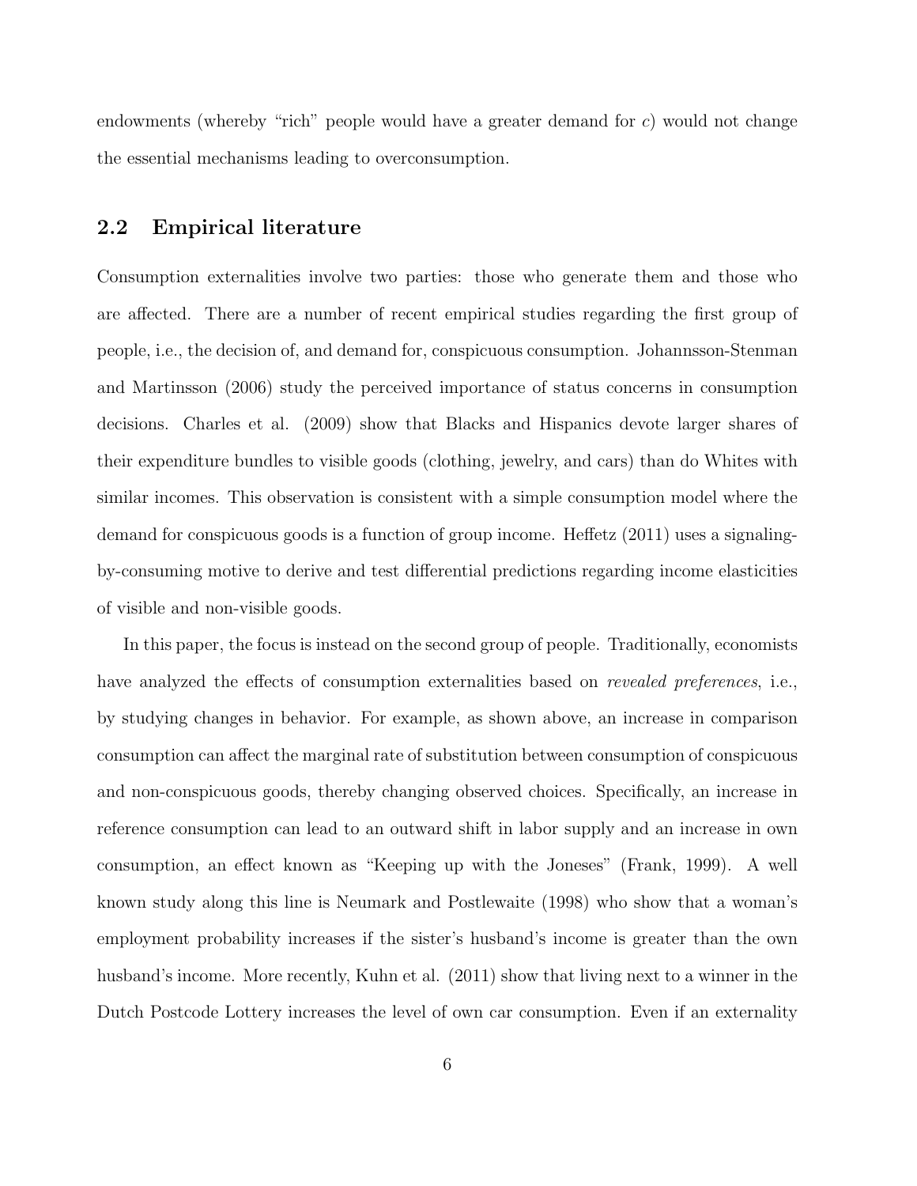endowments (whereby "rich" people would have a greater demand for $c$) would not change the essential mechanisms leading to overconsumption.

## 2.2 Empirical literature

Consumption externalities involve two parties: those who generate them and those who are affected. There are a number of recent empirical studies regarding the first group of people, i.e., the decision of, and demand for, conspicuous consumption. Johannsson-Stenman and Martinsson (2006) study the perceived importance of status concerns in consumption decisions. Charles et al. (2009) show that Blacks and Hispanics devote larger shares of their expenditure bundles to visible goods (clothing, jewelry, and cars) than do Whites with similar incomes. This observation is consistent with a simple consumption model where the demand for conspicuous goods is a function of group income. Heffetz (2011) uses a signaling-by-consuming motive to derive and test differential predictions regarding income elasticities of visible and non-visible goods.

In this paper, the focus is instead on the second group of people. Traditionally, economists have analyzed the effects of consumption externalities based on *revealed preferences*, i.e., by studying changes in behavior. For example, as shown above, an increase in comparison consumption can affect the marginal rate of substitution between consumption of conspicuous and non-conspicuous goods, thereby changing observed choices. Specifically, an increase in reference consumption can lead to an outward shift in labor supply and an increase in own consumption, an effect known as "Keeping up with the Joneses" (Frank, 1999). A well known study along this line is Neumark and Postlewaite (1998) who show that a woman's employment probability increases if the sister's husband's income is greater than the own husband's income. More recently, Kuhn et al. (2011) show that living next to a winner in the Dutch Postcode Lottery increases the level of own car consumption. Even if an externality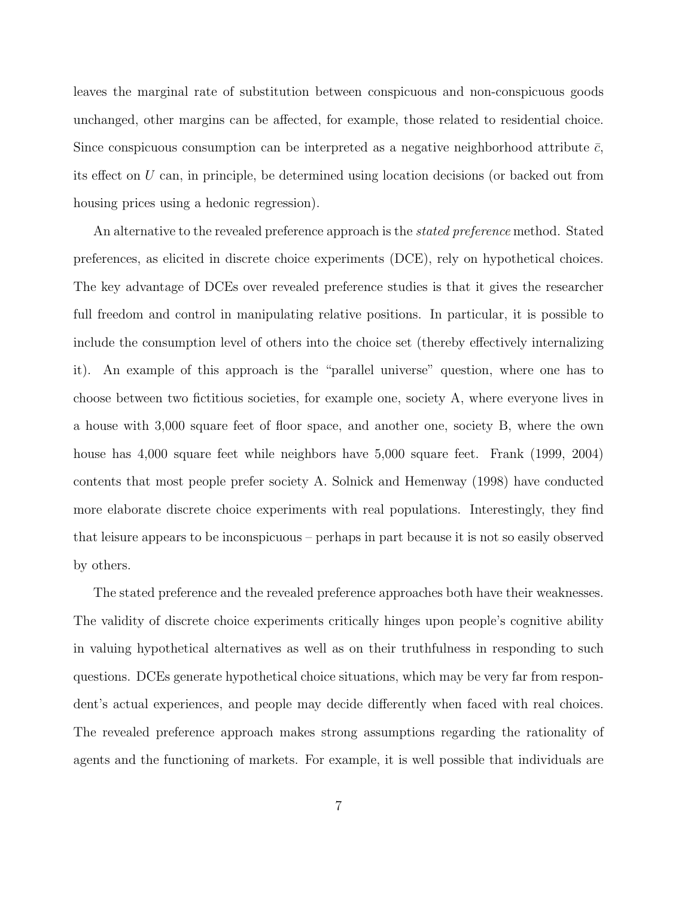leaves the marginal rate of substitution between conspicuous and non-conspicuous goods unchanged, other margins can be affected, for example, those related to residential choice. Since conspicuous consumption can be interpreted as a negative neighborhood attribute $\bar{c}$, its effect on $U$ can, in principle, be determined using location decisions (or backed out from housing prices using a hedonic regression).

An alternative to the revealed preference approach is the *stated preference* method. Stated preferences, as elicited in discrete choice experiments (DCE), rely on hypothetical choices. The key advantage of DCEs over revealed preference studies is that it gives the researcher full freedom and control in manipulating relative positions. In particular, it is possible to include the consumption level of others into the choice set (thereby effectively internalizing it). An example of this approach is the "parallel universe" question, where one has to choose between two fictitious societies, for example one, society A, where everyone lives in a house with 3,000 square feet of floor space, and another one, society B, where the own house has 4,000 square feet while neighbors have 5,000 square feet. Frank (1999, 2004) contents that most people prefer society A. Solnick and Hemenway (1998) have conducted more elaborate discrete choice experiments with real populations. Interestingly, they find that leisure appears to be inconspicuous – perhaps in part because it is not so easily observed by others.

The stated preference and the revealed preference approaches both have their weaknesses. The validity of discrete choice experiments critically hinges upon people's cognitive ability in valuing hypothetical alternatives as well as on their truthfulness in responding to such questions. DCEs generate hypothetical choice situations, which may be very far from respondent's actual experiences, and people may decide differently when faced with real choices. The revealed preference approach makes strong assumptions regarding the rationality of agents and the functioning of markets. For example, it is well possible that individuals are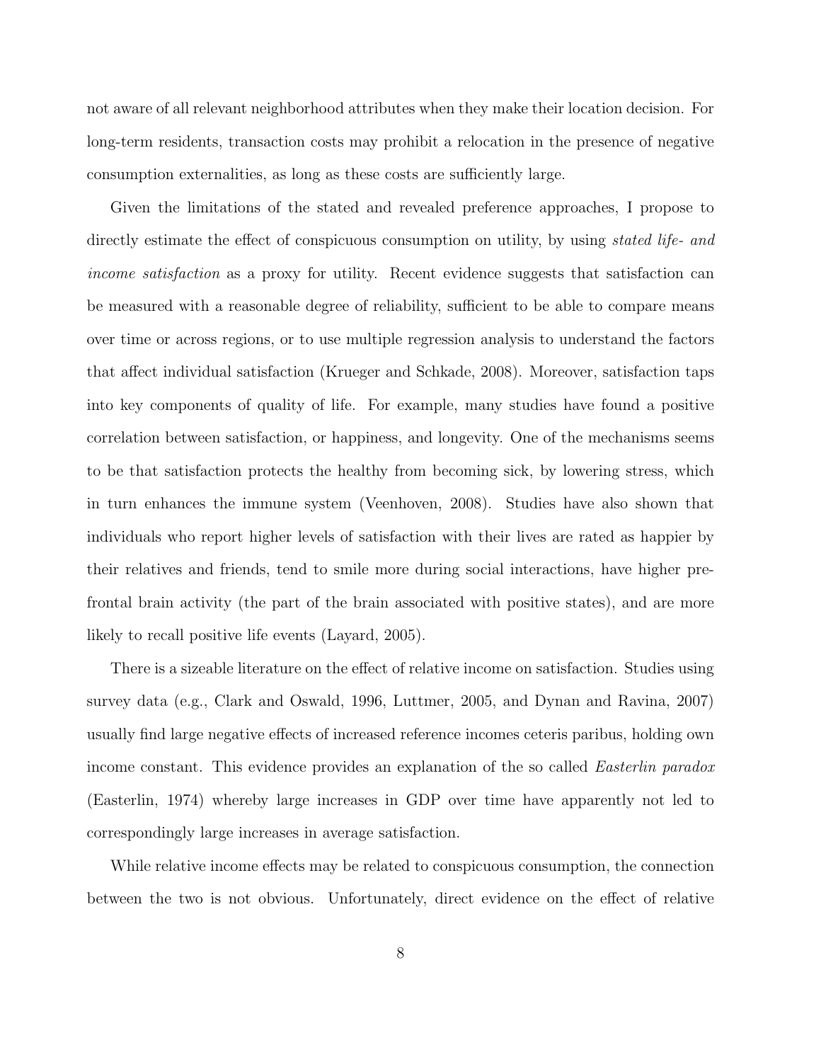not aware of all relevant neighborhood attributes when they make their location decision. For long-term residents, transaction costs may prohibit a relocation in the presence of negative consumption externalities, as long as these costs are sufficiently large.

Given the limitations of the stated and revealed preference approaches, I propose to directly estimate the effect of conspicuous consumption on utility, by using *stated life- and income satisfaction* as a proxy for utility. Recent evidence suggests that satisfaction can be measured with a reasonable degree of reliability, sufficient to be able to compare means over time or across regions, or to use multiple regression analysis to understand the factors that affect individual satisfaction (Krueger and Schkade, 2008). Moreover, satisfaction taps into key components of quality of life. For example, many studies have found a positive correlation between satisfaction, or happiness, and longevity. One of the mechanisms seems to be that satisfaction protects the healthy from becoming sick, by lowering stress, which in turn enhances the immune system (Veenhoven, 2008). Studies have also shown that individuals who report higher levels of satisfaction with their lives are rated as happier by their relatives and friends, tend to smile more during social interactions, have higher pre-frontal brain activity (the part of the brain associated with positive states), and are more likely to recall positive life events (Layard, 2005).

There is a sizeable literature on the effect of relative income on satisfaction. Studies using survey data (e.g., Clark and Oswald, 1996, Luttmer, 2005, and Dynan and Ravina, 2007) usually find large negative effects of increased reference incomes ceteris paribus, holding own income constant. This evidence provides an explanation of the so called *Easterlin paradox* (Easterlin, 1974) whereby large increases in GDP over time have apparently not led to correspondingly large increases in average satisfaction.

While relative income effects may be related to conspicuous consumption, the connection between the two is not obvious. Unfortunately, direct evidence on the effect of relative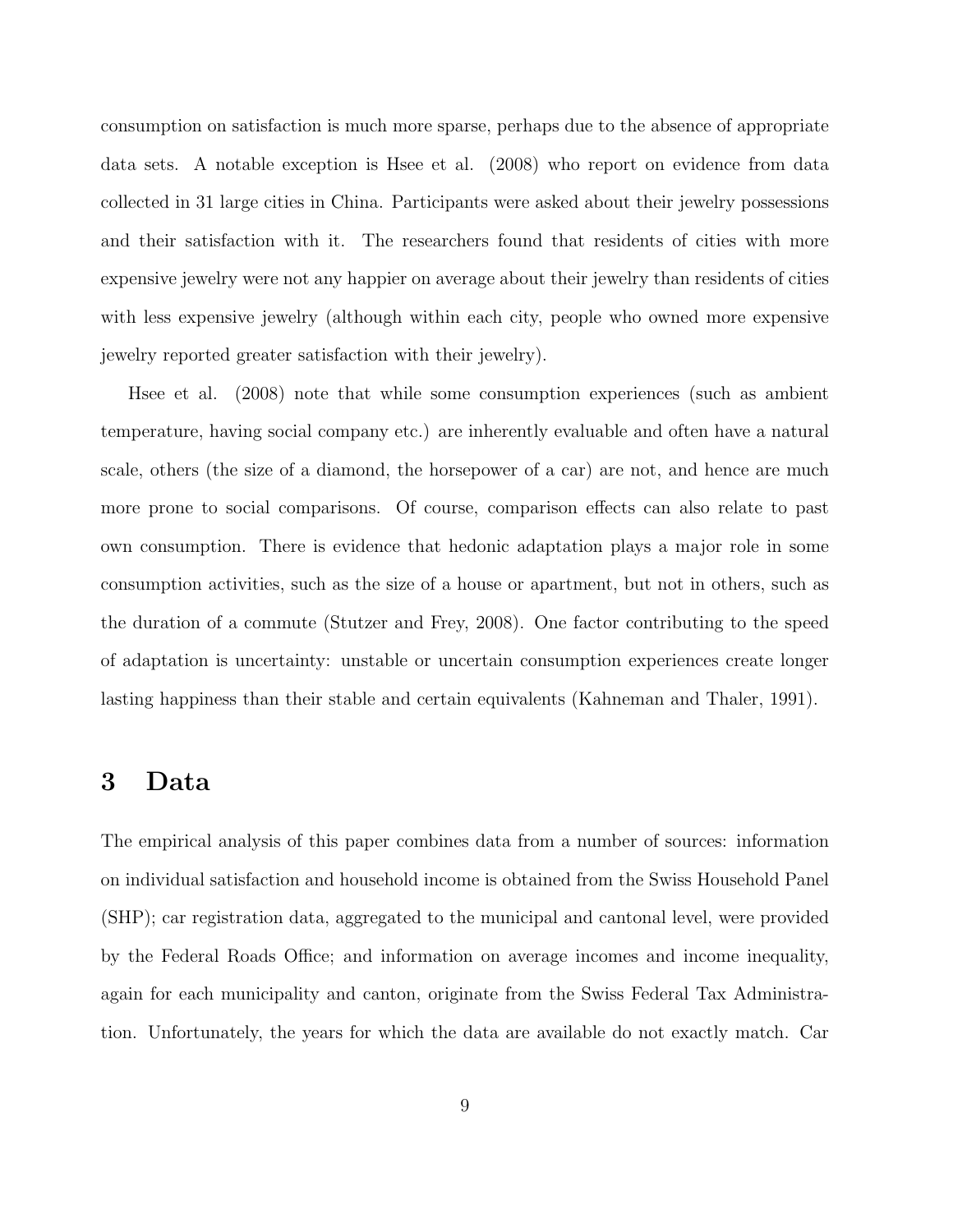consumption on satisfaction is much more sparse, perhaps due to the absence of appropriate data sets. A notable exception is Hsee et al. (2008) who report on evidence from data collected in 31 large cities in China. Participants were asked about their jewelry possessions and their satisfaction with it. The researchers found that residents of cities with more expensive jewelry were not any happier on average about their jewelry than residents of cities with less expensive jewelry (although within each city, people who owned more expensive jewelry reported greater satisfaction with their jewelry).

Hsee et al. (2008) note that while some consumption experiences (such as ambient temperature, having social company etc.) are inherently evaluable and often have a natural scale, others (the size of a diamond, the horsepower of a car) are not, and hence are much more prone to social comparisons. Of course, comparison effects can also relate to past own consumption. There is evidence that hedonic adaptation plays a major role in some consumption activities, such as the size of a house or apartment, but not in others, such as the duration of a commute (Stutzer and Frey, 2008). One factor contributing to the speed of adaptation is uncertainty: unstable or uncertain consumption experiences create longer lasting happiness than their stable and certain equivalents (Kahneman and Thaler, 1991).

# 3 Data

The empirical analysis of this paper combines data from a number of sources: information on individual satisfaction and household income is obtained from the Swiss Household Panel (SHP); car registration data, aggregated to the municipal and cantonal level, were provided by the Federal Roads Office; and information on average incomes and income inequality, again for each municipality and canton, originate from the Swiss Federal Tax Administration. Unfortunately, the years for which the data are available do not exactly match. Car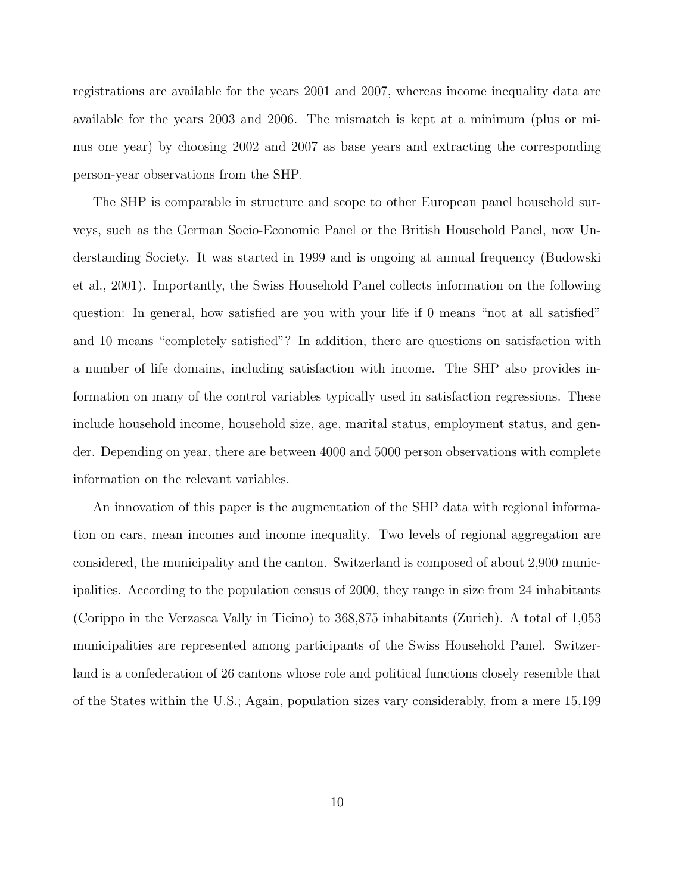registrations are available for the years 2001 and 2007, whereas income inequality data are available for the years 2003 and 2006. The mismatch is kept at a minimum (plus or minus one year) by choosing 2002 and 2007 as base years and extracting the corresponding person-year observations from the SHP.

The SHP is comparable in structure and scope to other European panel household surveys, such as the German Socio-Economic Panel or the British Household Panel, now Understanding Society. It was started in 1999 and is ongoing at annual frequency (Budowski et al., 2001). Importantly, the Swiss Household Panel collects information on the following question: In general, how satisfied are you with your life if 0 means "not at all satisfied" and 10 means "completely satisfied"? In addition, there are questions on satisfaction with a number of life domains, including satisfaction with income. The SHP also provides information on many of the control variables typically used in satisfaction regressions. These include household income, household size, age, marital status, employment status, and gender. Depending on year, there are between 4000 and 5000 person observations with complete information on the relevant variables.

An innovation of this paper is the augmentation of the SHP data with regional information on cars, mean incomes and income inequality. Two levels of regional aggregation are considered, the municipality and the canton. Switzerland is composed of about 2,900 municipalities. According to the population census of 2000, they range in size from 24 inhabitants (Corippo in the Verzasca Vally in Ticino) to 368,875 inhabitants (Zurich). A total of 1,053 municipalities are represented among participants of the Swiss Household Panel. Switzerland is a confederation of 26 cantons whose role and political functions closely resemble that of the States within the U.S.; Again, population sizes vary considerably, from a mere 15,199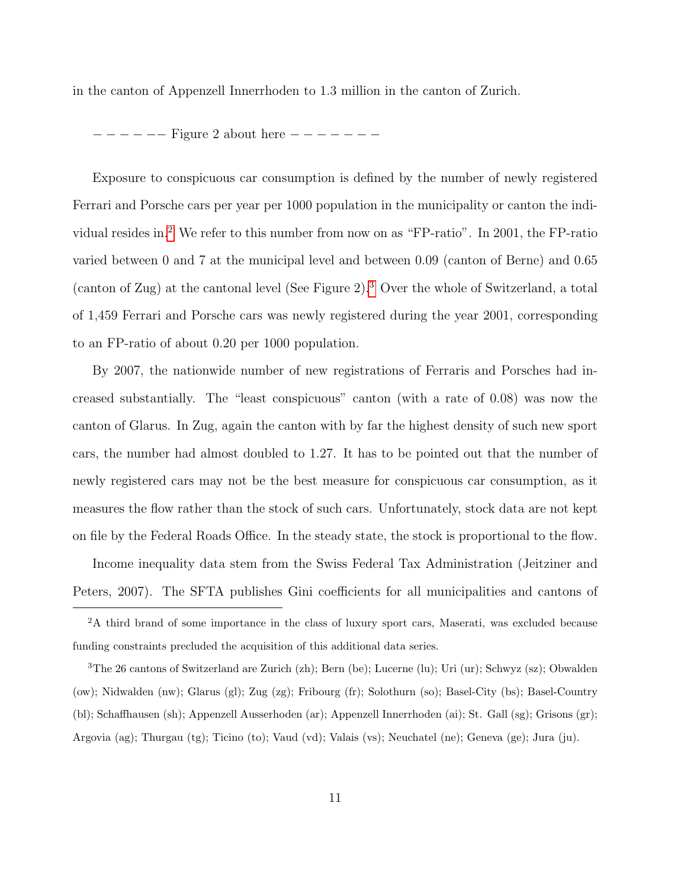in the canton of Appenzell Innerrhoden to 1.3 million in the canton of Zurich.

−−−−−− Figure 2 about here −−−−−−−

Exposure to conspicuous car consumption is defined by the number of newly registered Ferrari and Porsche cars per year per 1000 population in the municipality or canton the individual resides in.[2] We refer to this number from now on as "FP-ratio". In 2001, the FP-ratio varied between 0 and 7 at the municipal level and between 0.09 (canton of Berne) and 0.65 (canton of Zug) at the cantonal level (See Figure 2).[3] Over the whole of Switzerland, a total of 1,459 Ferrari and Porsche cars was newly registered during the year 2001, corresponding to an FP-ratio of about 0.20 per 1000 population.

By 2007, the nationwide number of new registrations of Ferraris and Porsches had increased substantially. The "least conspicuous" canton (with a rate of 0.08) was now the canton of Glarus. In Zug, again the canton with by far the highest density of such new sport cars, the number had almost doubled to 1.27. It has to be pointed out that the number of newly registered cars may not be the best measure for conspicuous car consumption, as it measures the flow rather than the stock of such cars. Unfortunately, stock data are not kept on file by the Federal Roads Office. In the steady state, the stock is proportional to the flow.

Income inequality data stem from the Swiss Federal Tax Administration (Jeitziner and Peters, 2007). The SFTA publishes Gini coefficients for all municipalities and cantons of

---

[2] A third brand of some importance in the class of luxury sport cars, Maserati, was excluded because funding constraints precluded the acquisition of this additional data series.

[3] The 26 cantons of Switzerland are Zurich (zh); Bern (be); Lucerne (lu); Uri (ur); Schwyz (sz); Obwalden (ow); Nidwalden (nw); Glarus (gl); Zug (zg); Fribourg (fr); Solothurn (so); Basel-City (bs); Basel-Country (bl); Schaffhausen (sh); Appenzell Ausserhoden (ar); Appenzell Innerrhoden (ai); St. Gall (sg); Grisons (gr); Argovia (ag); Thurgau (tg); Ticino (to); Vaud (vd); Valais (vs); Neuchatel (ne); Geneva (ge); Jura (ju).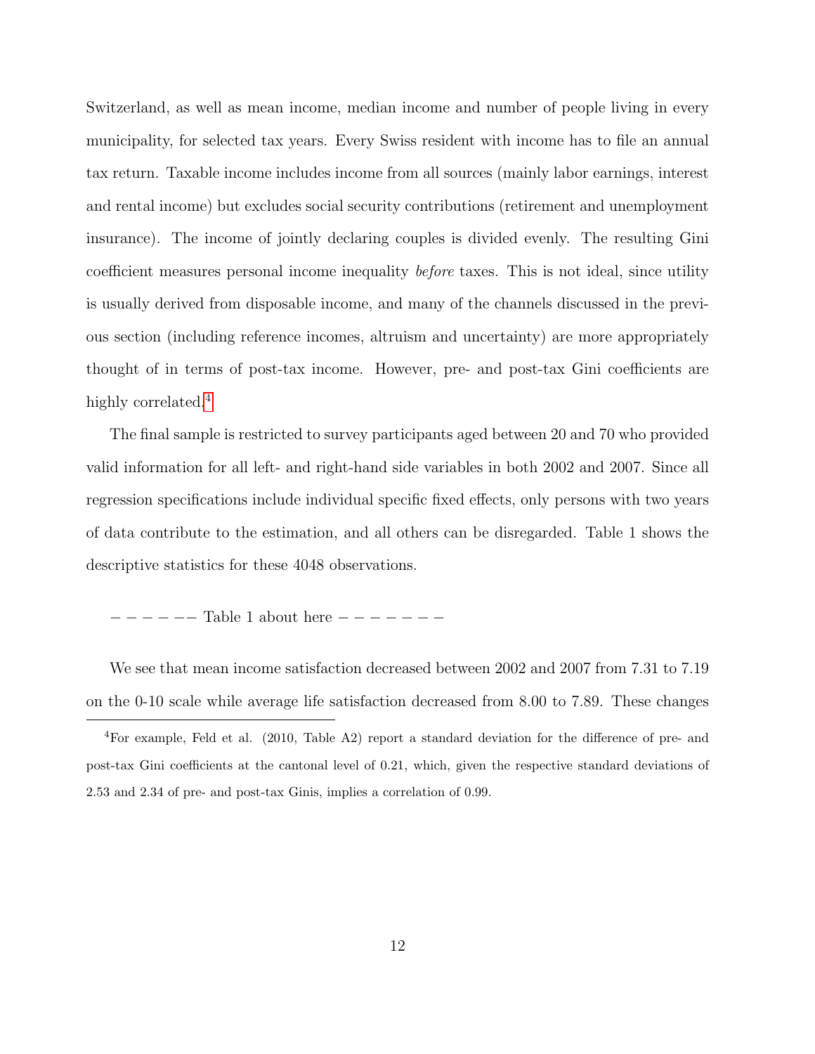Switzerland, as well as mean income, median income and number of people living in every municipality, for selected tax years. Every Swiss resident with income has to file an annual tax return. Taxable income includes income from all sources (mainly labor earnings, interest and rental income) but excludes social security contributions (retirement and unemployment insurance). The income of jointly declaring couples is divided evenly. The resulting Gini coefficient measures personal income inequality *before* taxes. This is not ideal, since utility is usually derived from disposable income, and many of the channels discussed in the previous section (including reference incomes, altruism and uncertainty) are more appropriately thought of in terms of post-tax income. However, pre- and post-tax Gini coefficients are highly correlated.[4]

The final sample is restricted to survey participants aged between 20 and 70 who provided valid information for all left- and right-hand side variables in both 2002 and 2007. Since all regression specifications include individual specific fixed effects, only persons with two years of data contribute to the estimation, and all others can be disregarded. Table 1 shows the descriptive statistics for these 4048 observations.

− − − − −− Table 1 about here − − − − − − −

We see that mean income satisfaction decreased between 2002 and 2007 from 7.31 to 7.19 on the 0-10 scale while average life satisfaction decreased from 8.00 to 7.89. These changes

[4] For example, Feld et al. (2010, Table A2) report a standard deviation for the difference of pre- and post-tax Gini coefficients at the cantonal level of 0.21, which, given the respective standard deviations of 2.53 and 2.34 of pre- and post-tax Ginis, implies a correlation of 0.99.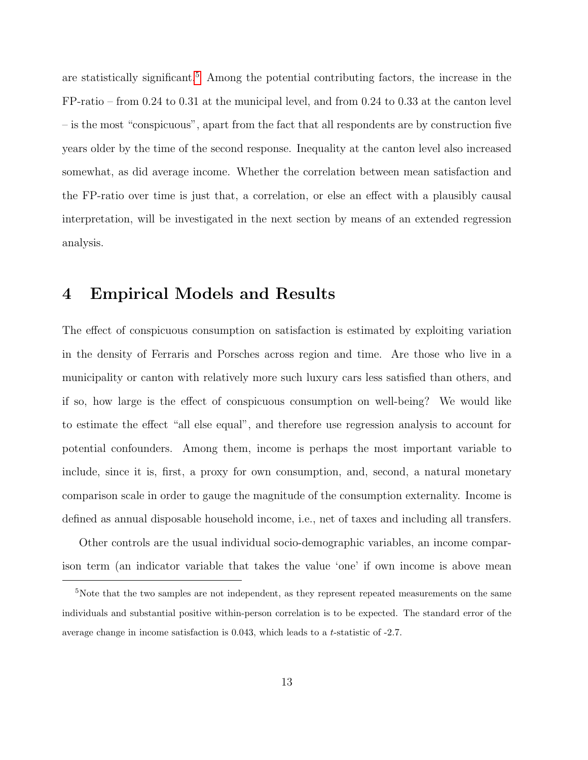are statistically significant.[5] Among the potential contributing factors, the increase in the FP-ratio – from 0.24 to 0.31 at the municipal level, and from 0.24 to 0.33 at the canton level – is the most "conspicuous", apart from the fact that all respondents are by construction five years older by the time of the second response. Inequality at the canton level also increased somewhat, as did average income. Whether the correlation between mean satisfaction and the FP-ratio over time is just that, a correlation, or else an effect with a plausibly causal interpretation, will be investigated in the next section by means of an extended regression analysis.

# 4 Empirical Models and Results

The effect of conspicuous consumption on satisfaction is estimated by exploiting variation in the density of Ferraris and Porsches across region and time. Are those who live in a municipality or canton with relatively more such luxury cars less satisfied than others, and if so, how large is the effect of conspicuous consumption on well-being? We would like to estimate the effect "all else equal", and therefore use regression analysis to account for potential confounders. Among them, income is perhaps the most important variable to include, since it is, first, a proxy for own consumption, and, second, a natural monetary comparison scale in order to gauge the magnitude of the consumption externality. Income is defined as annual disposable household income, i.e., net of taxes and including all transfers.

Other controls are the usual individual socio-demographic variables, an income comparison term (an indicator variable that takes the value 'one' if own income is above mean

[5] Note that the two samples are not independent, as they represent repeated measurements on the same individuals and substantial positive within-person correlation is to be expected. The standard error of the average change in income satisfaction is 0.043, which leads to a $t$-statistic of -2.7.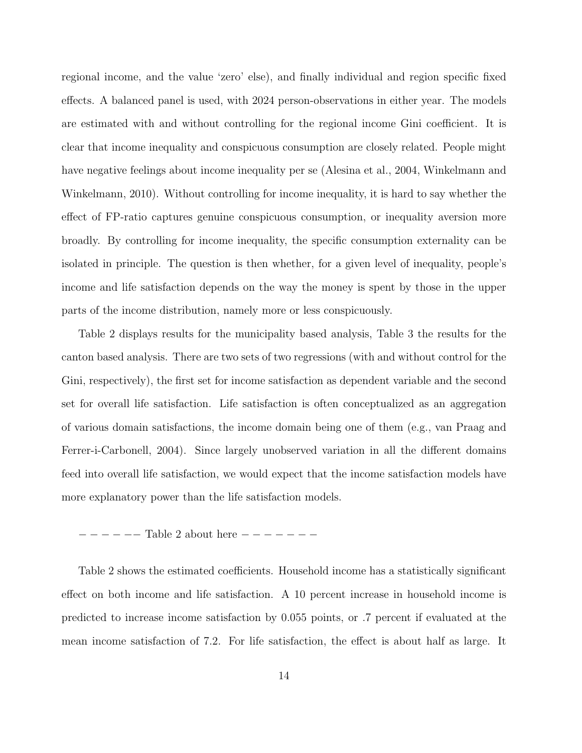regional income, and the value 'zero' else), and finally individual and region specific fixed effects. A balanced panel is used, with 2024 person-observations in either year. The models are estimated with and without controlling for the regional income Gini coefficient. It is clear that income inequality and conspicuous consumption are closely related. People might have negative feelings about income inequality per se (Alesina et al., 2004, Winkelmann and Winkelmann, 2010). Without controlling for income inequality, it is hard to say whether the effect of FP-ratio captures genuine conspicuous consumption, or inequality aversion more broadly. By controlling for income inequality, the specific consumption externality can be isolated in principle. The question is then whether, for a given level of inequality, people's income and life satisfaction depends on the way the money is spent by those in the upper parts of the income distribution, namely more or less conspicuously.

Table 2 displays results for the municipality based analysis, Table 3 the results for the canton based analysis. There are two sets of two regressions (with and without control for the Gini, respectively), the first set for income satisfaction as dependent variable and the second set for overall life satisfaction. Life satisfaction is often conceptualized as an aggregation of various domain satisfactions, the income domain being one of them (e.g., van Praag and Ferrer-i-Carbonell, 2004). Since largely unobserved variation in all the different domains feed into overall life satisfaction, we would expect that the income satisfaction models have more explanatory power than the life satisfaction models.

− − − − −− Table 2 about here − − − − − − −

Table 2 shows the estimated coefficients. Household income has a statistically significant effect on both income and life satisfaction. A 10 percent increase in household income is predicted to increase income satisfaction by 0.055 points, or .7 percent if evaluated at the mean income satisfaction of 7.2. For life satisfaction, the effect is about half as large. It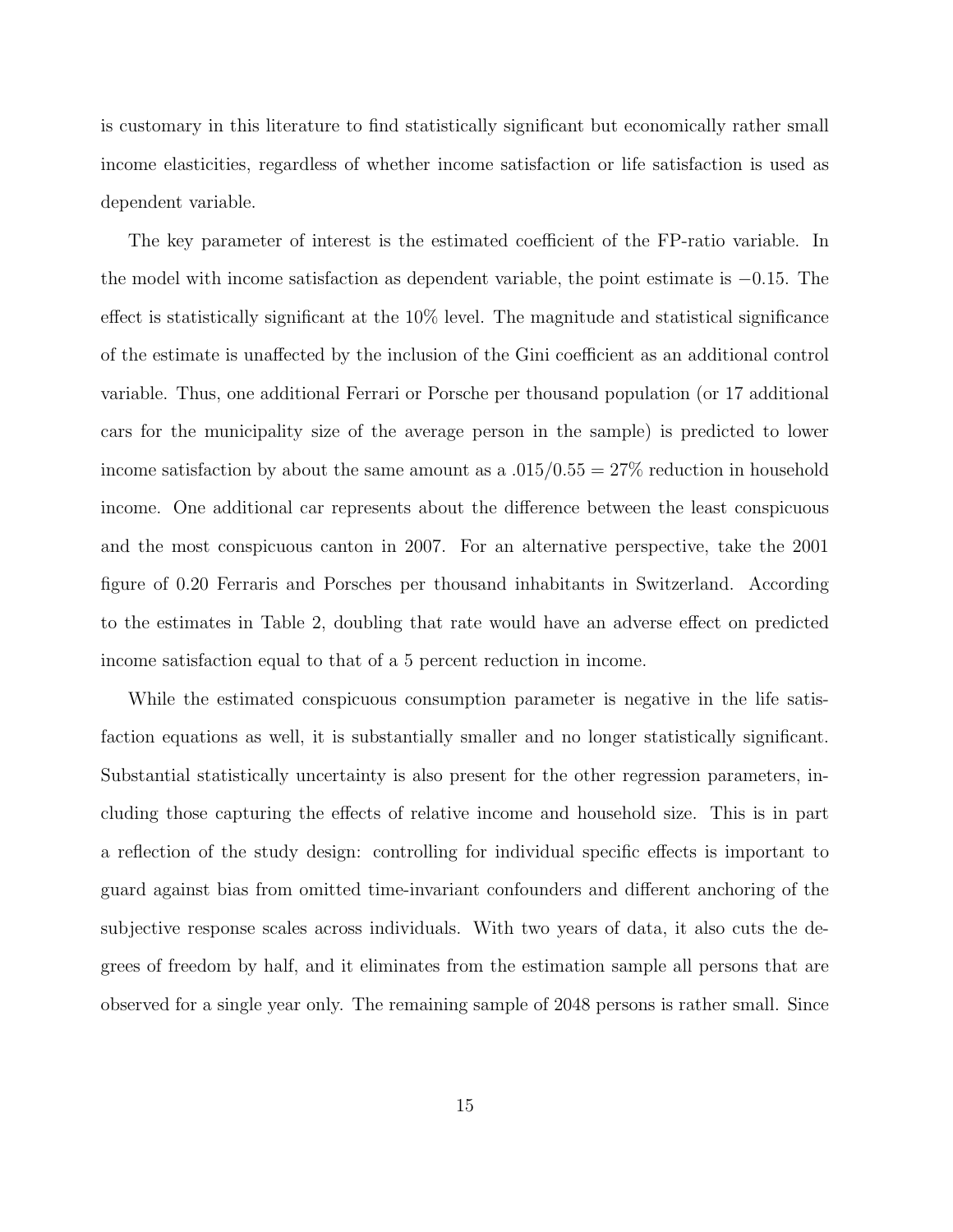is customary in this literature to find statistically significant but economically rather small income elasticities, regardless of whether income satisfaction or life satisfaction is used as dependent variable.

The key parameter of interest is the estimated coefficient of the FP-ratio variable. In the model with income satisfaction as dependent variable, the point estimate is $-0.15$. The effect is statistically significant at the 10% level. The magnitude and statistical significance of the estimate is unaffected by the inclusion of the Gini coefficient as an additional control variable. Thus, one additional Ferrari or Porsche per thousand population (or 17 additional cars for the municipality size of the average person in the sample) is predicted to lower income satisfaction by about the same amount as a $.015/0.55 = 27\%$ reduction in household income. One additional car represents about the difference between the least conspicuous and the most conspicuous canton in 2007. For an alternative perspective, take the 2001 figure of 0.20 Ferraris and Porsches per thousand inhabitants in Switzerland. According to the estimates in Table 2, doubling that rate would have an adverse effect on predicted income satisfaction equal to that of a 5 percent reduction in income.

While the estimated conspicuous consumption parameter is negative in the life satisfaction equations as well, it is substantially smaller and no longer statistically significant. Substantial statistically uncertainty is also present for the other regression parameters, including those capturing the effects of relative income and household size. This is in part a reflection of the study design: controlling for individual specific effects is important to guard against bias from omitted time-invariant confounders and different anchoring of the subjective response scales across individuals. With two years of data, it also cuts the degrees of freedom by half, and it eliminates from the estimation sample all persons that are observed for a single year only. The remaining sample of 2048 persons is rather small. Since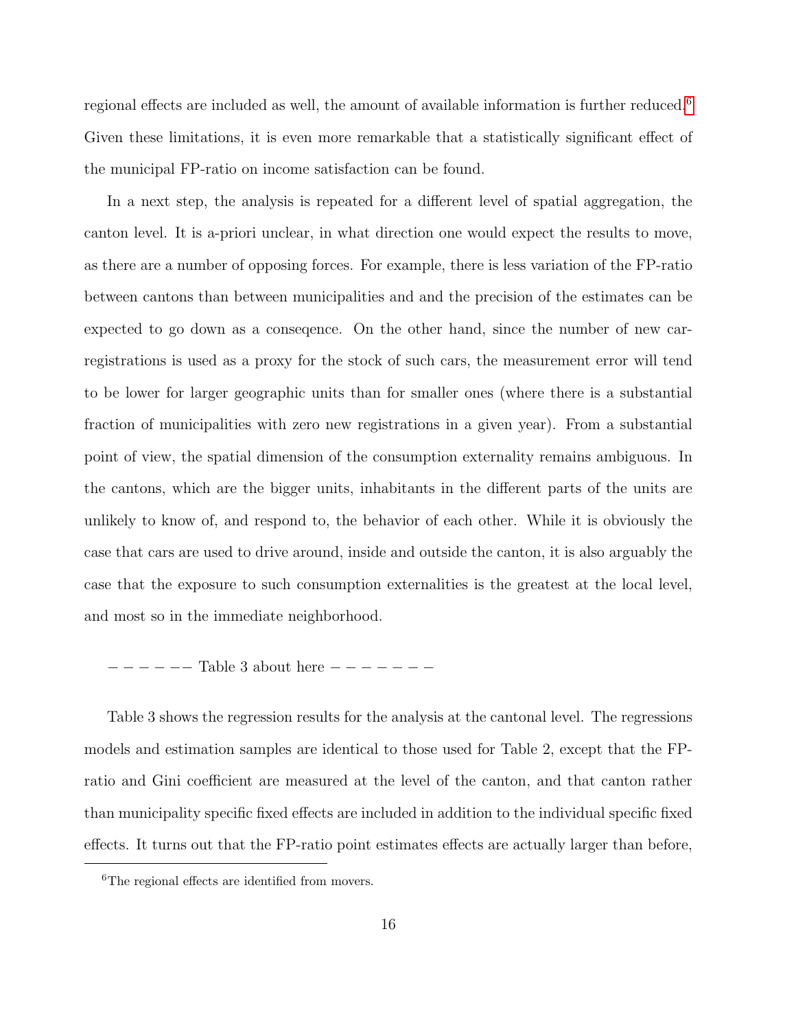regional effects are included as well, the amount of available information is further reduced.[6] Given these limitations, it is even more remarkable that a statistically significant effect of the municipal FP-ratio on income satisfaction can be found.

In a next step, the analysis is repeated for a different level of spatial aggregation, the canton level. It is a-priori unclear, in what direction one would expect the results to move, as there are a number of opposing forces. For example, there is less variation of the FP-ratio between cantons than between municipalities and and the precision of the estimates can be expected to go down as a conseqence. On the other hand, since the number of new car-registrations is used as a proxy for the stock of such cars, the measurement error will tend to be lower for larger geographic units than for smaller ones (where there is a substantial fraction of municipalities with zero new registrations in a given year). From a substantial point of view, the spatial dimension of the consumption externality remains ambiguous. In the cantons, which are the bigger units, inhabitants in the different parts of the units are unlikely to know of, and respond to, the behavior of each other. While it is obviously the case that cars are used to drive around, inside and outside the canton, it is also arguably the case that the exposure to such consumption externalities is the greatest at the local level, and most so in the immediate neighborhood.

−−−−−− Table 3 about here −−−−−−−

Table 3 shows the regression results for the analysis at the cantonal level. The regressions models and estimation samples are identical to those used for Table 2, except that the FP-ratio and Gini coefficient are measured at the level of the canton, and that canton rather than municipality specific fixed effects are included in addition to the individual specific fixed effects. It turns out that the FP-ratio point estimates effects are actually larger than before,

[6] The regional effects are identified from movers.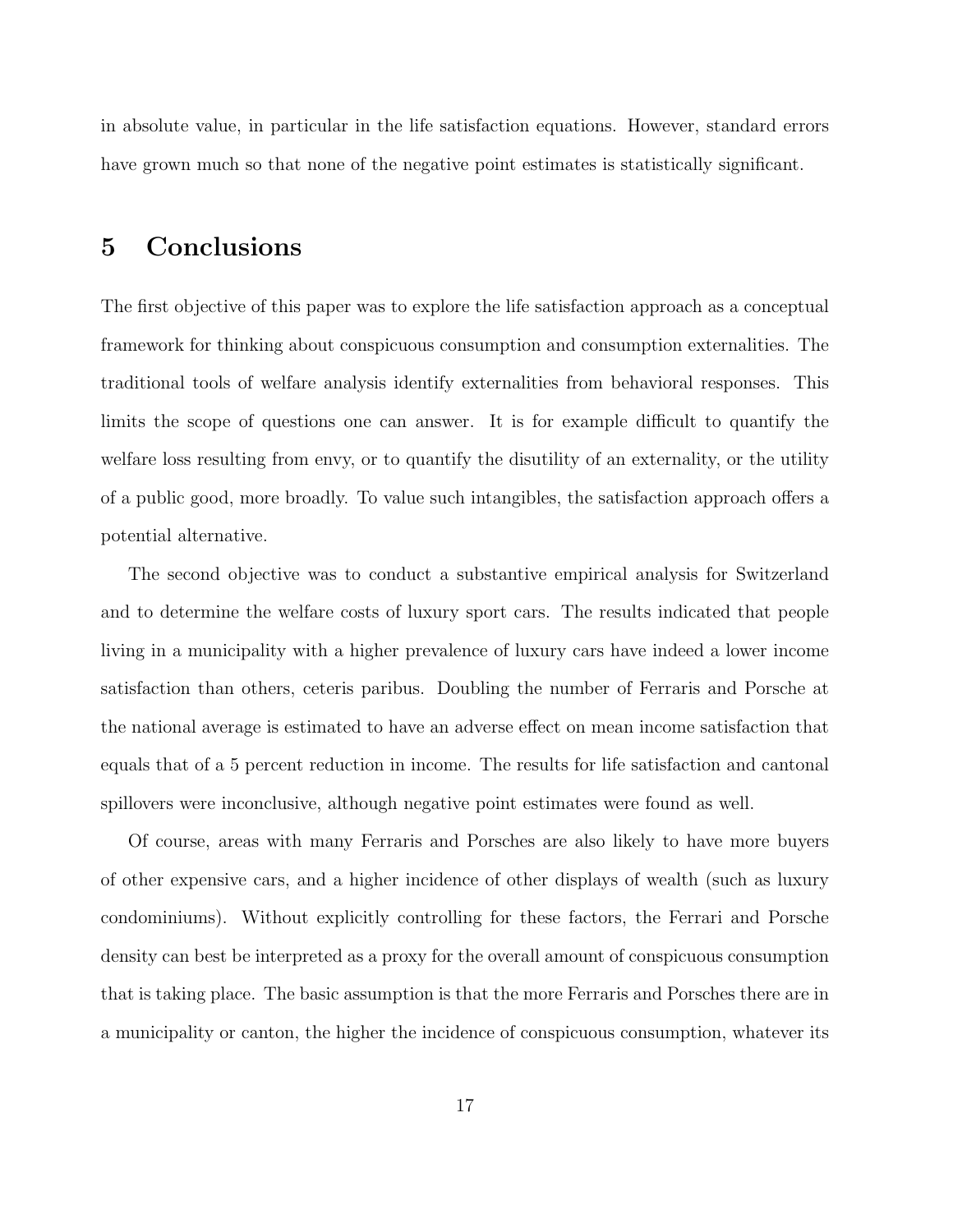in absolute value, in particular in the life satisfaction equations. However, standard errors have grown much so that none of the negative point estimates is statistically significant.

# 5 Conclusions

The first objective of this paper was to explore the life satisfaction approach as a conceptual framework for thinking about conspicuous consumption and consumption externalities. The traditional tools of welfare analysis identify externalities from behavioral responses. This limits the scope of questions one can answer. It is for example difficult to quantify the welfare loss resulting from envy, or to quantify the disutility of an externality, or the utility of a public good, more broadly. To value such intangibles, the satisfaction approach offers a potential alternative.

The second objective was to conduct a substantive empirical analysis for Switzerland and to determine the welfare costs of luxury sport cars. The results indicated that people living in a municipality with a higher prevalence of luxury cars have indeed a lower income satisfaction than others, ceteris paribus. Doubling the number of Ferraris and Porsche at the national average is estimated to have an adverse effect on mean income satisfaction that equals that of a 5 percent reduction in income. The results for life satisfaction and cantonal spillovers were inconclusive, although negative point estimates were found as well.

Of course, areas with many Ferraris and Porsches are also likely to have more buyers of other expensive cars, and a higher incidence of other displays of wealth (such as luxury condominiums). Without explicitly controlling for these factors, the Ferrari and Porsche density can best be interpreted as a proxy for the overall amount of conspicuous consumption that is taking place. The basic assumption is that the more Ferraris and Porsches there are in a municipality or canton, the higher the incidence of conspicuous consumption, whatever its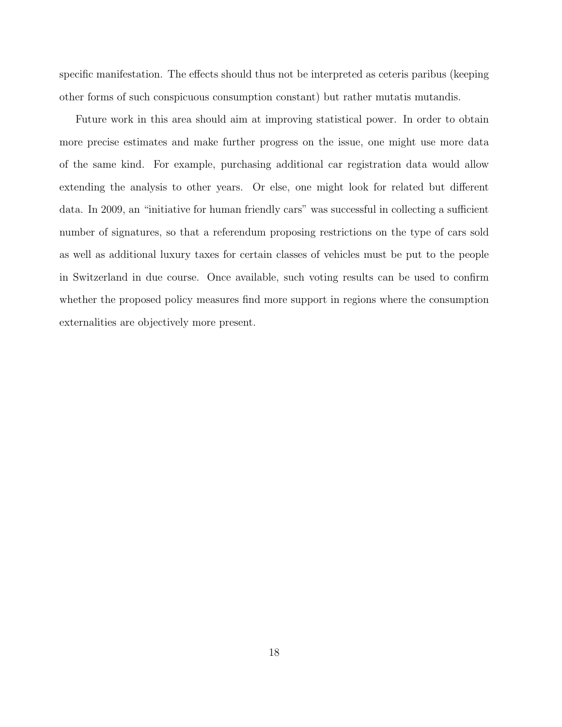specific manifestation. The effects should thus not be interpreted as ceteris paribus (keeping other forms of such conspicuous consumption constant) but rather mutatis mutandis.

Future work in this area should aim at improving statistical power. In order to obtain more precise estimates and make further progress on the issue, one might use more data of the same kind. For example, purchasing additional car registration data would allow extending the analysis to other years. Or else, one might look for related but different data. In 2009, an "initiative for human friendly cars" was successful in collecting a sufficient number of signatures, so that a referendum proposing restrictions on the type of cars sold as well as additional luxury taxes for certain classes of vehicles must be put to the people in Switzerland in due course. Once available, such voting results can be used to confirm whether the proposed policy measures find more support in regions where the consumption externalities are objectively more present.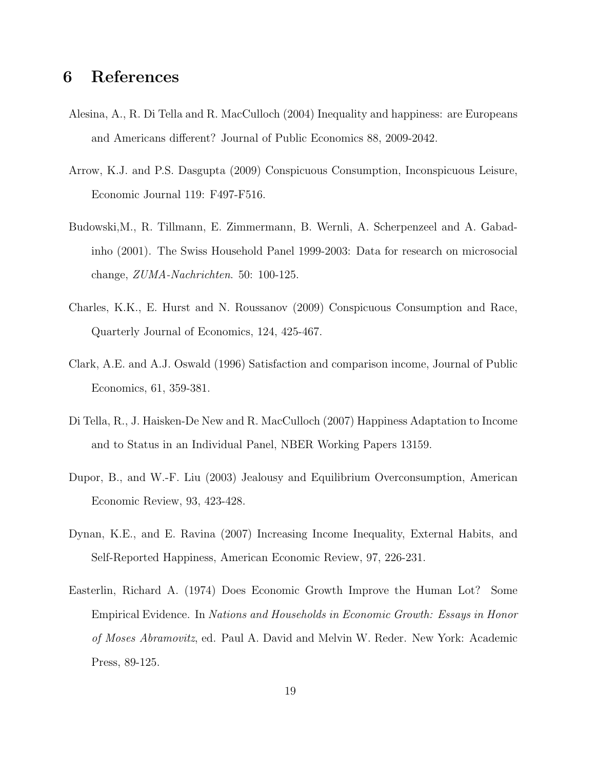# 6 References

Alesina, A., R. Di Tella and R. MacCulloch (2004) Inequality and happiness: are Europeans and Americans different? Journal of Public Economics 88, 2009-2042.

Arrow, K.J. and P.S. Dasgupta (2009) Conspicuous Consumption, Inconspicuous Leisure, Economic Journal 119: F497-F516.

Budowski,M., R. Tillmann, E. Zimmermann, B. Wernli, A. Scherpenzeel and A. Gabadinho (2001). The Swiss Household Panel 1999-2003: Data for research on microsocial change, *ZUMA-Nachrichten*. 50: 100-125.

Charles, K.K., E. Hurst and N. Roussanov (2009) Conspicuous Consumption and Race, Quarterly Journal of Economics, 124, 425-467.

Clark, A.E. and A.J. Oswald (1996) Satisfaction and comparison income, Journal of Public Economics, 61, 359-381.

Di Tella, R., J. Haisken-De New and R. MacCulloch (2007) Happiness Adaptation to Income and to Status in an Individual Panel, NBER Working Papers 13159.

Dupor, B., and W.-F. Liu (2003) Jealousy and Equilibrium Overconsumption, American Economic Review, 93, 423-428.

Dynan, K.E., and E. Ravina (2007) Increasing Income Inequality, External Habits, and Self-Reported Happiness, American Economic Review, 97, 226-231.

Easterlin, Richard A. (1974) Does Economic Growth Improve the Human Lot? Some Empirical Evidence. In *Nations and Households in Economic Growth: Essays in Honor of Moses Abramovitz*, ed. Paul A. David and Melvin W. Reder. New York: Academic Press, 89-125.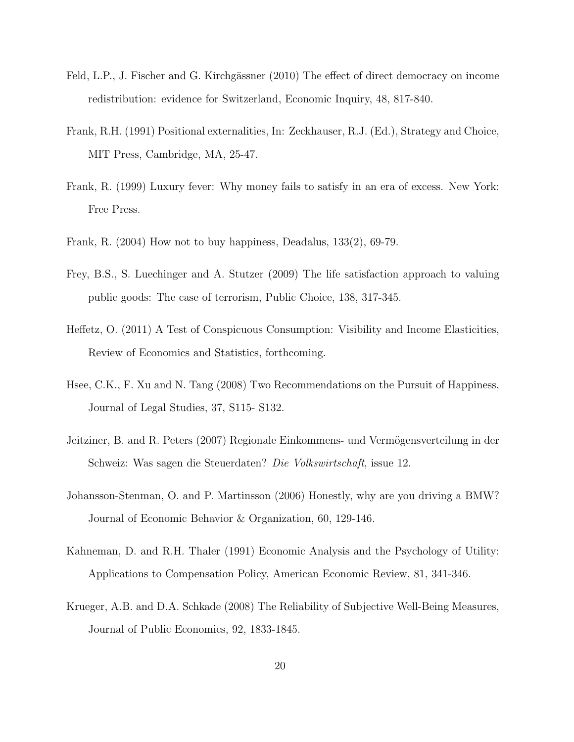Feld, L.P., J. Fischer and G. Kirchgässner (2010) The effect of direct democracy on income redistribution: evidence for Switzerland, Economic Inquiry, 48, 817-840.

Frank, R.H. (1991) Positional externalities, In: Zeckhauser, R.J. (Ed.), Strategy and Choice, MIT Press, Cambridge, MA, 25-47.

Frank, R. (1999) Luxury fever: Why money fails to satisfy in an era of excess. New York: Free Press.

Frank, R. (2004) How not to buy happiness, Deadalus, 133(2), 69-79.

Frey, B.S., S. Luechinger and A. Stutzer (2009) The life satisfaction approach to valuing public goods: The case of terrorism, Public Choice, 138, 317-345.

Heffetz, O. (2011) A Test of Conspicuous Consumption: Visibility and Income Elasticities, Review of Economics and Statistics, forthcoming.

Hsee, C.K., F. Xu and N. Tang (2008) Two Recommendations on the Pursuit of Happiness, Journal of Legal Studies, 37, S115- S132.

Jeitziner, B. and R. Peters (2007) Regionale Einkommens- und Vermögensverteilung in der Schweiz: Was sagen die Steuerdaten? *Die Volkswirtschaft*, issue 12.

Johansson-Stenman, O. and P. Martinsson (2006) Honestly, why are you driving a BMW? Journal of Economic Behavior & Organization, 60, 129-146.

Kahneman, D. and R.H. Thaler (1991) Economic Analysis and the Psychology of Utility: Applications to Compensation Policy, American Economic Review, 81, 341-346.

Krueger, A.B. and D.A. Schkade (2008) The Reliability of Subjective Well-Being Measures, Journal of Public Economics, 92, 1833-1845.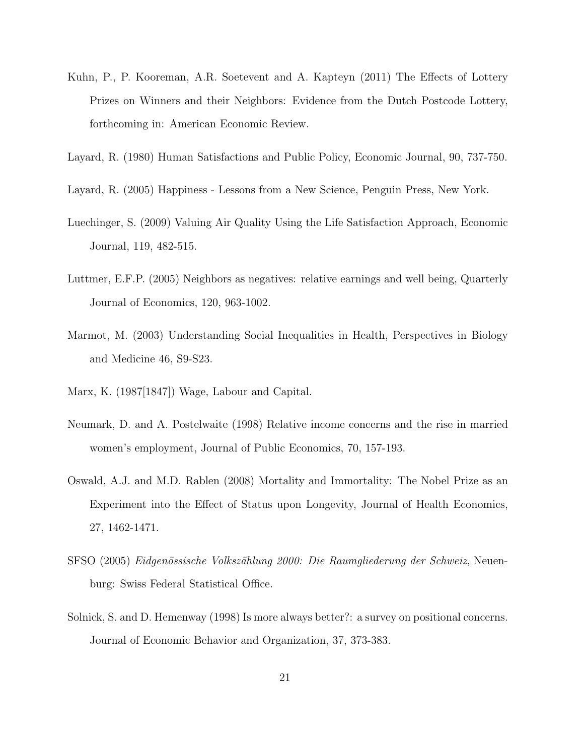Kuhn, P., P. Kooreman, A.R. Soetevent and A. Kapteyn (2011) The Effects of Lottery Prizes on Winners and their Neighbors: Evidence from the Dutch Postcode Lottery, forthcoming in: American Economic Review.

Layard, R. (1980) Human Satisfactions and Public Policy, Economic Journal, 90, 737-750.

Layard, R. (2005) Happiness - Lessons from a New Science, Penguin Press, New York.

Luechinger, S. (2009) Valuing Air Quality Using the Life Satisfaction Approach, Economic Journal, 119, 482-515.

Luttmer, E.F.P. (2005) Neighbors as negatives: relative earnings and well being, Quarterly Journal of Economics, 120, 963-1002.

Marmot, M. (2003) Understanding Social Inequalities in Health, Perspectives in Biology and Medicine 46, S9-S23.

Marx, K. (1987[1847]) Wage, Labour and Capital.

Neumark, D. and A. Postelwaite (1998) Relative income concerns and the rise in married women's employment, Journal of Public Economics, 70, 157-193.

Oswald, A.J. and M.D. Rablen (2008) Mortality and Immortality: The Nobel Prize as an Experiment into the Effect of Status upon Longevity, Journal of Health Economics, 27, 1462-1471.

SFSO (2005) *Eidgenössische Volkszählung 2000: Die Raumgliederung der Schweiz*, Neuenburg: Swiss Federal Statistical Office.

Solnick, S. and D. Hemenway (1998) Is more always better?: a survey on positional concerns. Journal of Economic Behavior and Organization, 37, 373-383.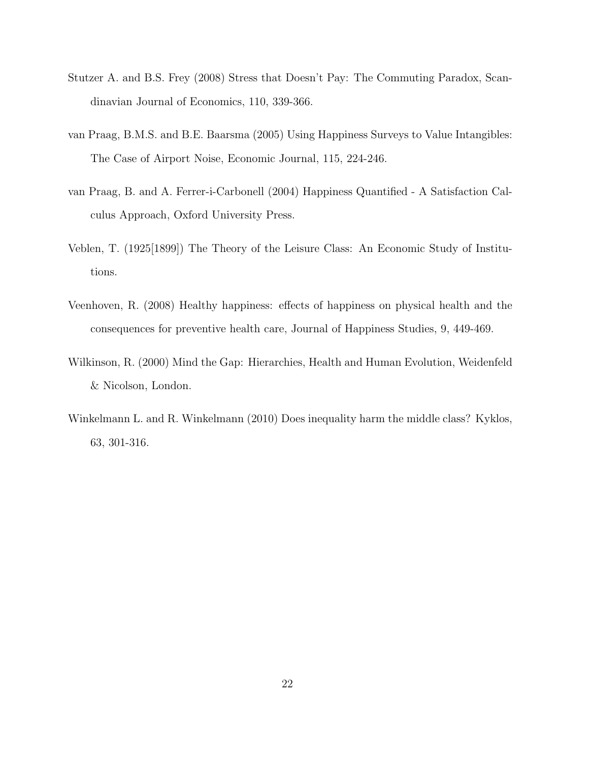Stutzer A. and B.S. Frey (2008) Stress that Doesn't Pay: The Commuting Paradox, Scandinavian Journal of Economics, 110, 339-366.

van Praag, B.M.S. and B.E. Baarsma (2005) Using Happiness Surveys to Value Intangibles: The Case of Airport Noise, Economic Journal, 115, 224-246.

van Praag, B. and A. Ferrer-i-Carbonell (2004) Happiness Quantified - A Satisfaction Calculus Approach, Oxford University Press.

Veblen, T. (1925[1899]) The Theory of the Leisure Class: An Economic Study of Institutions.

Veenhoven, R. (2008) Healthy happiness: effects of happiness on physical health and the consequences for preventive health care, Journal of Happiness Studies, 9, 449-469.

Wilkinson, R. (2000) Mind the Gap: Hierarchies, Health and Human Evolution, Weidenfeld & Nicolson, London.

Winkelmann L. and R. Winkelmann (2010) Does inequality harm the middle class? Kyklos, 63, 301-316.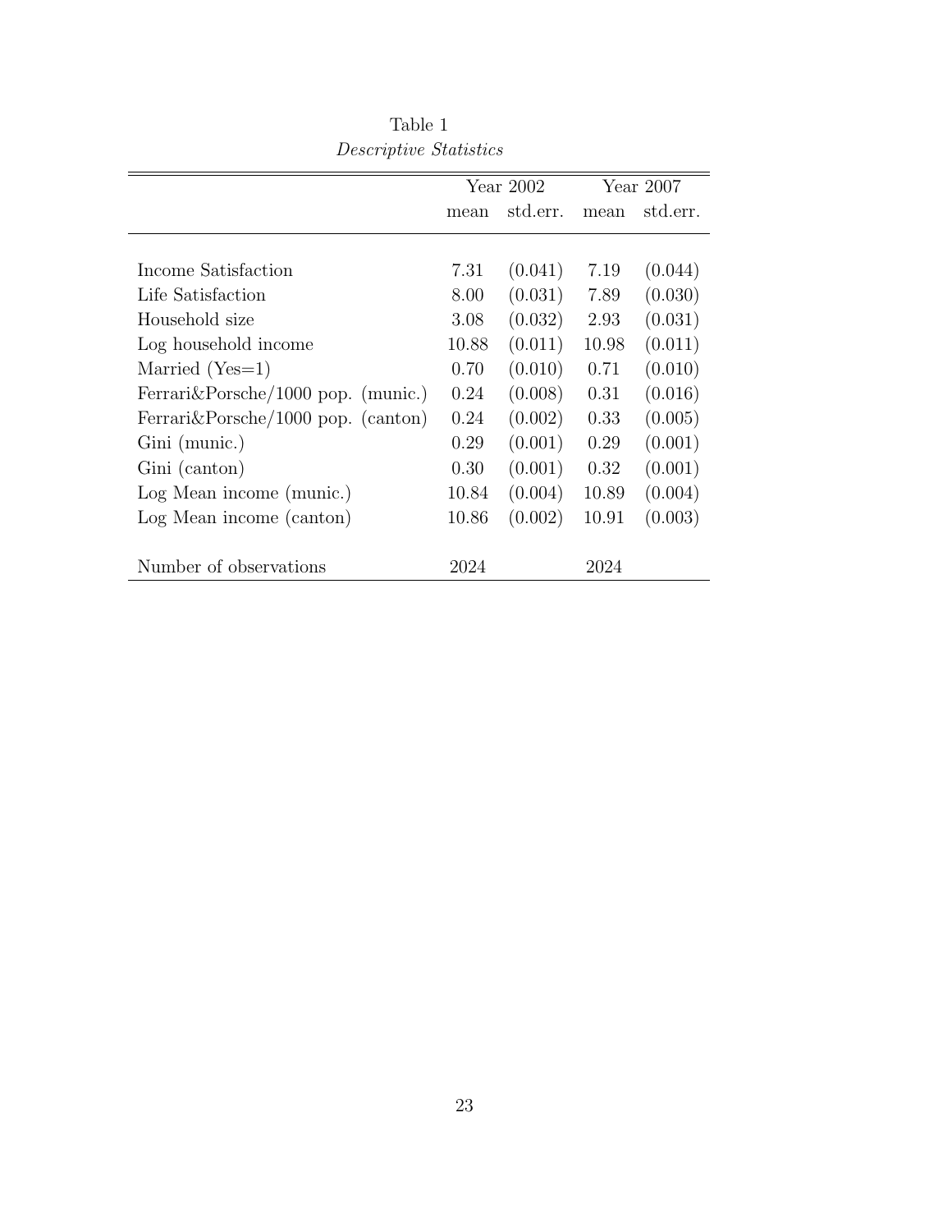Table 1

*Descriptive Statistics*

| | Year 2002 | | Year 2007 | |
|---|---|---|---|---|
| | mean | std.err. | mean | std.err. |
| Income Satisfaction | 7.31 | (0.041) | 7.19 | (0.044) |
| Life Satisfaction | 8.00 | (0.031) | 7.89 | (0.030) |
| Household size | 3.08 | (0.032) | 2.93 | (0.031) |
| Log household income | 10.88 | (0.011) | 10.98 | (0.011) |
| Married (Yes=1) | 0.70 | (0.010) | 0.71 | (0.010) |
| Ferrari&Porsche/1000 pop. (munic.) | 0.24 | (0.008) | 0.31 | (0.016) |
| Ferrari&Porsche/1000 pop. (canton) | 0.24 | (0.002) | 0.33 | (0.005) |
| Gini (munic.) | 0.29 | (0.001) | 0.29 | (0.001) |
| Gini (canton) | 0.30 | (0.001) | 0.32 | (0.001) |
| Log Mean income (munic.) | 10.84 | (0.004) | 10.89 | (0.004) |
| Log Mean income (canton) | 10.86 | (0.002) | 10.91 | (0.003) |
| Number of observations | 2024 | | 2024 | |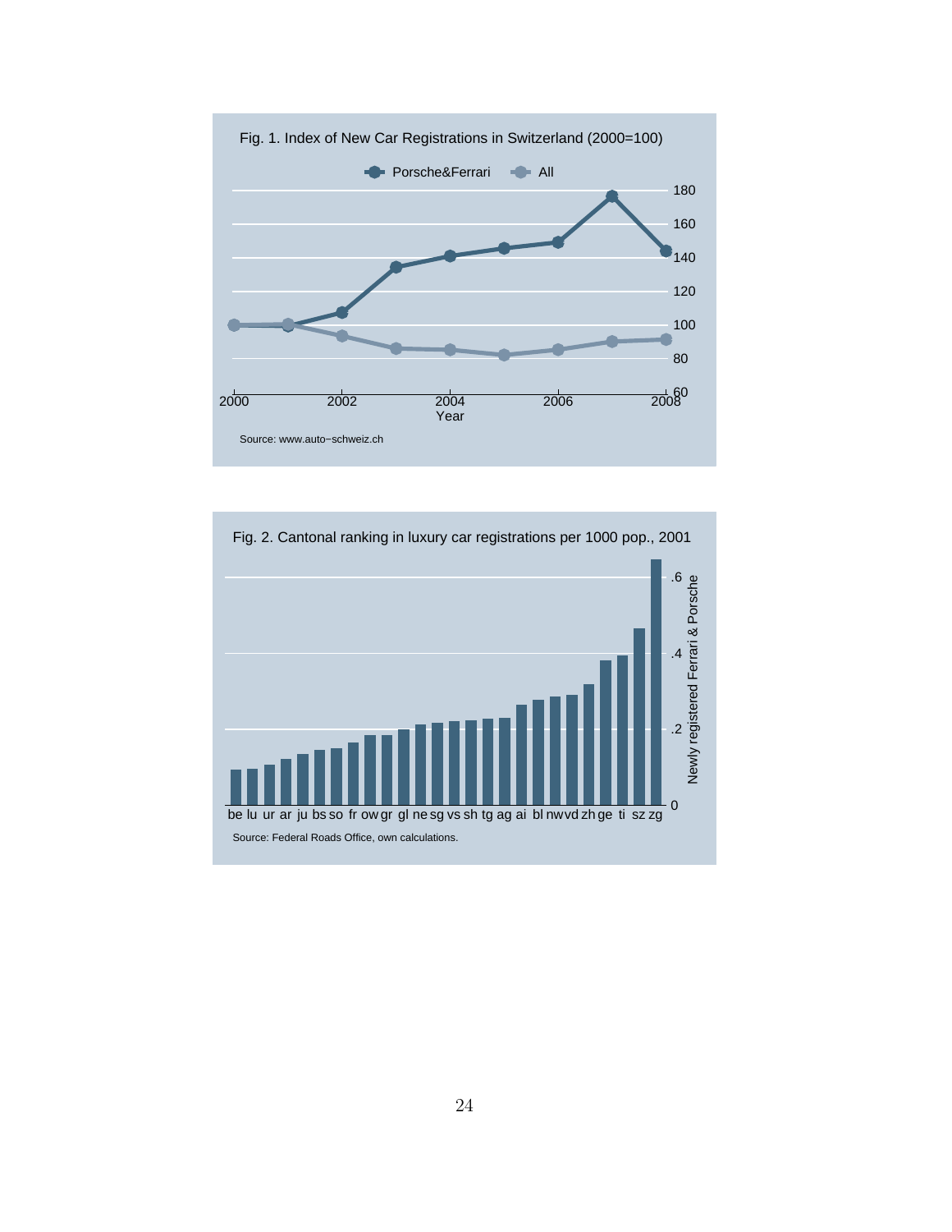Fig. 1. Index of New Car Registrations in Switzerland (2000=100)

Source: www.auto−schweiz.ch

Fig. 2. Cantonal ranking in luxury car registrations per 1000 pop., 2001

Source: Federal Roads Office, own calculations.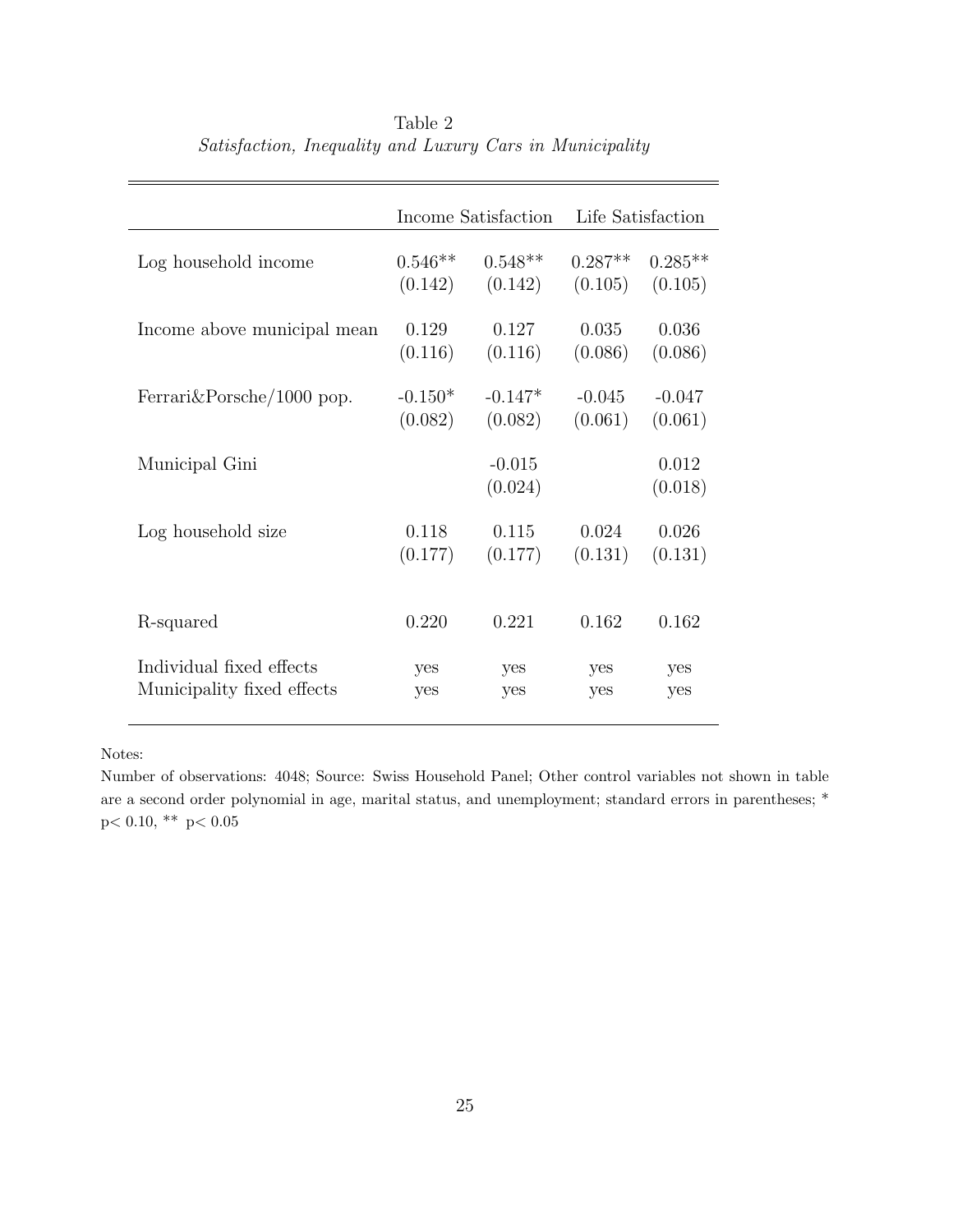Table 2

*Satisfaction, Inequality and Luxury Cars in Municipality*

| | Income Satisfaction | | Life Satisfaction | |
|---|---|---|---|---|
| Log household income | 0.546** | 0.548** | 0.287** | 0.285** |
| | (0.142) | (0.142) | (0.105) | (0.105) |
| Income above municipal mean | 0.129 | 0.127 | 0.035 | 0.036 |
| | (0.116) | (0.116) | (0.086) | (0.086) |
| Ferrari&Porsche/1000 pop. | -0.150* | -0.147* | -0.045 | -0.047 |
| | (0.082) | (0.082) | (0.061) | (0.061) |
| Municipal Gini | | -0.015 | | 0.012 |
| | | (0.024) | | (0.018) |
| Log household size | 0.118 | 0.115 | 0.024 | 0.026 |
| | (0.177) | (0.177) | (0.131) | (0.131) |
| R-squared | 0.220 | 0.221 | 0.162 | 0.162 |
| Individual fixed effects | yes | yes | yes | yes |
| Municipality fixed effects | yes | yes | yes | yes |

Notes:

Number of observations: 4048; Source: Swiss Household Panel; Other control variables not shown in table are a second order polynomial in age, marital status, and unemployment; standard errors in parentheses; * $p < 0.10$, ** $p < 0.05$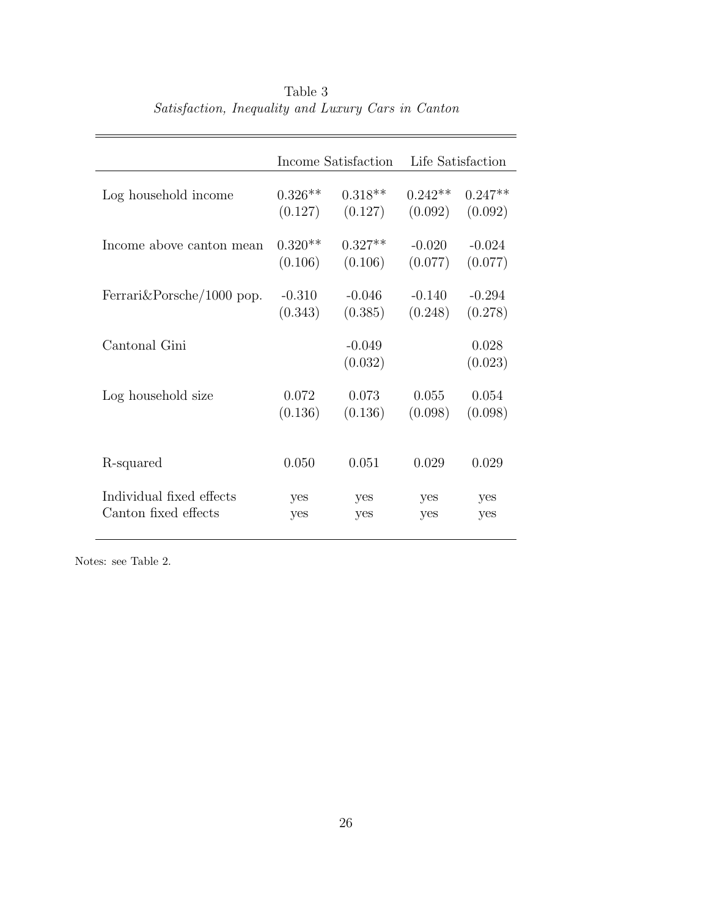Table 3

*Satisfaction, Inequality and Luxury Cars in Canton*

| | Income Satisfaction | | Life Satisfaction | |
|---|---|---|---|---|
| Log household income | 0.326** | 0.318** | 0.242** | 0.247** |
| | (0.127) | (0.127) | (0.092) | (0.092) |
| Income above canton mean | 0.320** | 0.327** | -0.020 | -0.024 |
| | (0.106) | (0.106) | (0.077) | (0.077) |
| Ferrari&Porsche/1000 pop. | -0.310 | -0.046 | -0.140 | -0.294 |
| | (0.343) | (0.385) | (0.248) | (0.278) |
| Cantonal Gini | | -0.049 | | 0.028 |
| | | (0.032) | | (0.023) |
| Log household size | 0.072 | 0.073 | 0.055 | 0.054 |
| | (0.136) | (0.136) | (0.098) | (0.098) |
| R-squared | 0.050 | 0.051 | 0.029 | 0.029 |
| Individual fixed effects | yes | yes | yes | yes |
| Canton fixed effects | yes | yes | yes | yes |

Notes: see Table 2.